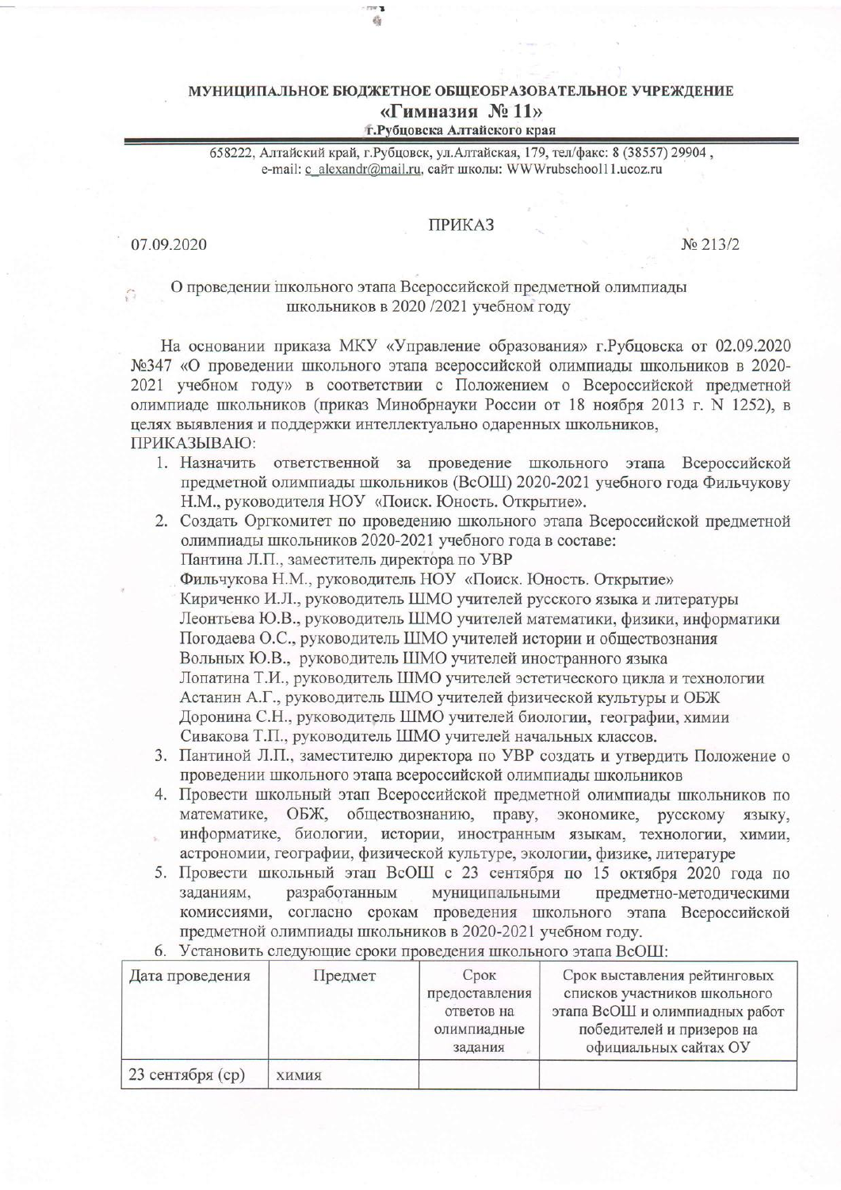**МУНИЦИПАЛЬНОЕ БЮДЖЕТНОЕ ОБЩЕОБРАЗОВАТЕЛЬНОЕ УЧРЕЖДЕНИЕ**
**«Гимназия № 11»**
**г.Рубцовска Алтайского края**

658222, Алтайский край, г.Рубцовск, ул.Алтайская, 179, тел/факс: 8 (38557) 29904 , e-mail: c_alexandr@mail.ru, сайт школы: WWWrubschool11.ucoz.ru

ПРИКАЗ

07.09.2020 № 213/2

О проведении школьного этапа Всероссийской предметной олимпиады школьников в 2020 /2021 учебном году

На основании приказа МКУ «Управление образования» г.Рубцовска от 02.09.2020 №347 «О проведении школьного этапа всероссийской олимпиады школьников в 2020-2021 учебном году» в соответствии с Положением о Всероссийской предметной олимпиаде школьников (приказ Минобрнауки России от 18 ноября 2013 г. N 1252), в целях выявления и поддержки интеллектуально одаренных школьников,

ПРИКАЗЫВАЮ:

1. Назначить ответственной за проведение школьного этапа Всероссийской предметной олимпиады школьников (ВсОШ) 2020-2021 учебного года Фильчукову Н.М., руководителя НОУ «Поиск. Юность. Открытие».
2. Создать Оргкомитет по проведению школьного этапа Всероссийской предметной олимпиады школьников 2020-2021 учебного года в составе:
   Пантина Л.П., заместитель директора по УВР
   Фильчукова Н.М., руководитель НОУ «Поиск. Юность. Открытие»
   Кириченко И.Л., руководитель ШМО учителей русского языка и литературы
   Леонтьева Ю.В., руководитель ШМО учителей математики, физики, информатики
   Погодаева О.С., руководитель ШМО учителей истории и обществознания
   Вольных Ю.В., руководитель ШМО учителей иностранного языка
   Лопатина Т.И., руководитель ШМО учителей эстетического цикла и технологии
   Астанин А.Г., руководитель ШМО учителей физической культуры и ОБЖ
   Доронина С.Н., руководитель ШМО учителей биологии, географии, химии
   Сивакова Т.П., руководитель ШМО учителей начальных классов.
3. Пантиной Л.П., заместителю директора по УВР создать и утвердить Положение о проведении школьного этапа всероссийской олимпиады школьников
4. Провести школьный этап Всероссийской предметной олимпиады школьников по математике, ОБЖ, обществознанию, праву, экономике, русскому языку, информатике, биологии, истории, иностранным языкам, технологии, химии, астрономии, географии, физической культуре, экологии, физике, литературе
5. Провести школьный этап ВсОШ с 23 сентября по 15 октября 2020 года по заданиям, разработанным муниципальными предметно-методическими комиссиями, согласно срокам проведения школьного этапа Всероссийской предметной олимпиады школьников в 2020-2021 учебном году.
6. Установить следующие сроки проведения школьного этапа ВсОШ:

| Дата проведения | Предмет | Срок предоставления ответов на олимпиадные задания | Срок выставления рейтинговых списков участников школьного этапа ВсОШ и олимпиадных работ победителей и призеров на официальных сайтах ОУ |
|---|---|---|---|
| 23 сентября (ср) | химия | | |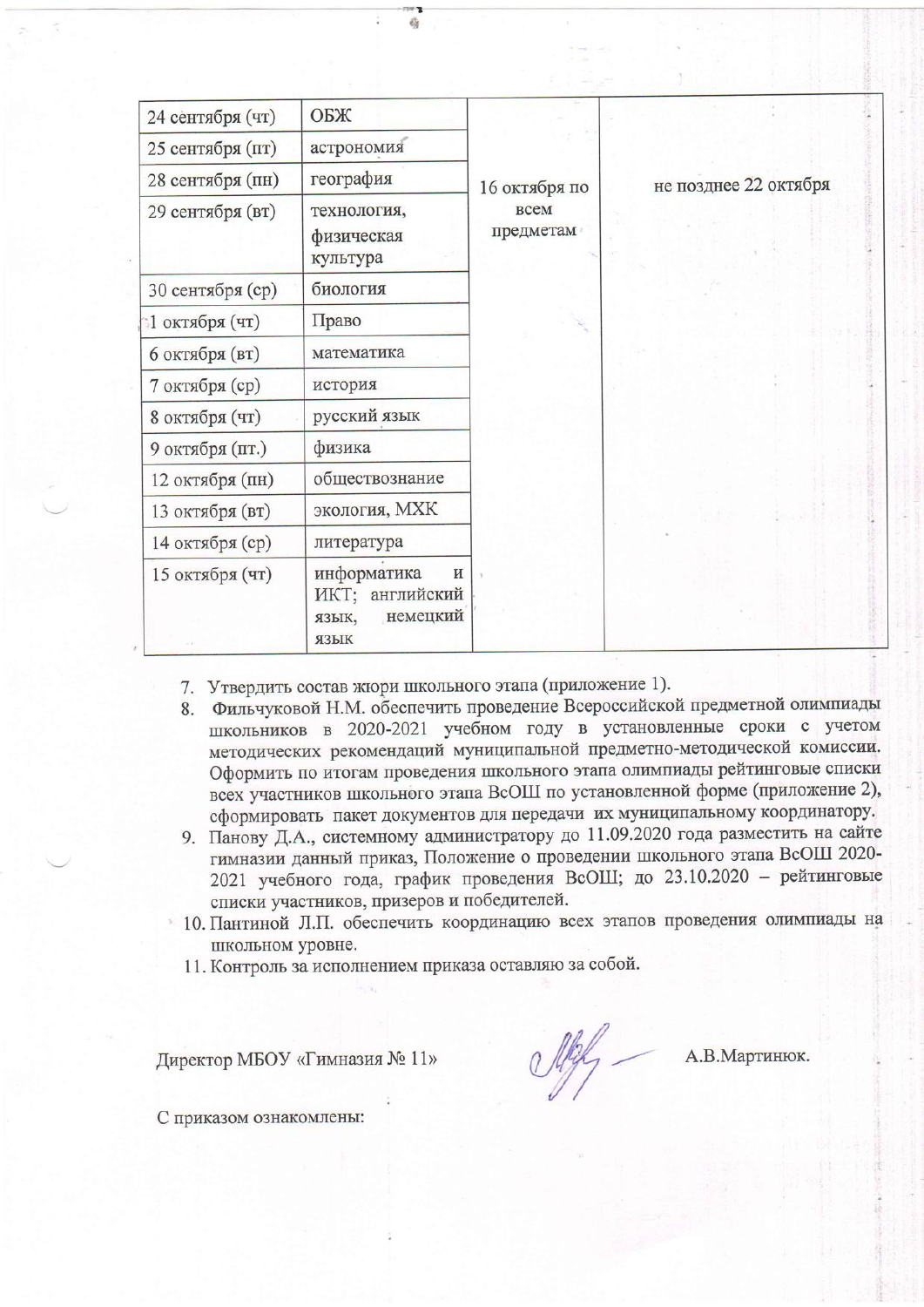| 24 сентября (чт) | ОБЖ | 16 октября по всем предметам | не позднее 22 октября |
|---|---|---|---|
| 25 сентября (пт) | астрономия | | |
| 28 сентября (пн) | география | | |
| 29 сентября (вт) | технология, физическая культура | | |
| 30 сентября (ср) | биология | | |
| 1 октября (чт) | Право | | |
| 6 октября (вт) | математика | | |
| 7 октября (ср) | история | | |
| 8 октября (чт) | русский язык | | |
| 9 октября (пт.) | физика | | |
| 12 октября (пн) | обществознание | | |
| 13 октября (вт) | экология, МХК | | |
| 14 октября (ср) | литература | | |
| 15 октября (чт) | информатика и ИКТ; английский язык, немецкий язык | | |

7. Утвердить состав жюри школьного этапа (приложение 1).
8. Фильчуковой Н.М. обеспечить проведение Всероссийской предметной олимпиады школьников в 2020-2021 учебном году в установленные сроки с учетом методических рекомендаций муниципальной предметно-методической комиссии. Оформить по итогам проведения школьного этапа олимпиады рейтинговые списки всех участников школьного этапа ВсОШ по установленной форме (приложение 2), сформировать пакет документов для передачи их муниципальному координатору.
9. Панову Д.А., системному администратору до 11.09.2020 года разместить на сайте гимназии данный приказ, Положение о проведении школьного этапа ВсОШ 2020-2021 учебного года, график проведения ВсОШ; до 23.10.2020 – рейтинговые списки участников, призеров и победителей.
10. Пантиной Л.П. обеспечить координацию всех этапов проведения олимпиады на школьном уровне.
11. Контроль за исполнением приказа оставляю за собой.

Директор МБОУ «Гимназия № 11» А.В.Мартинюк.

С приказом ознакомлены: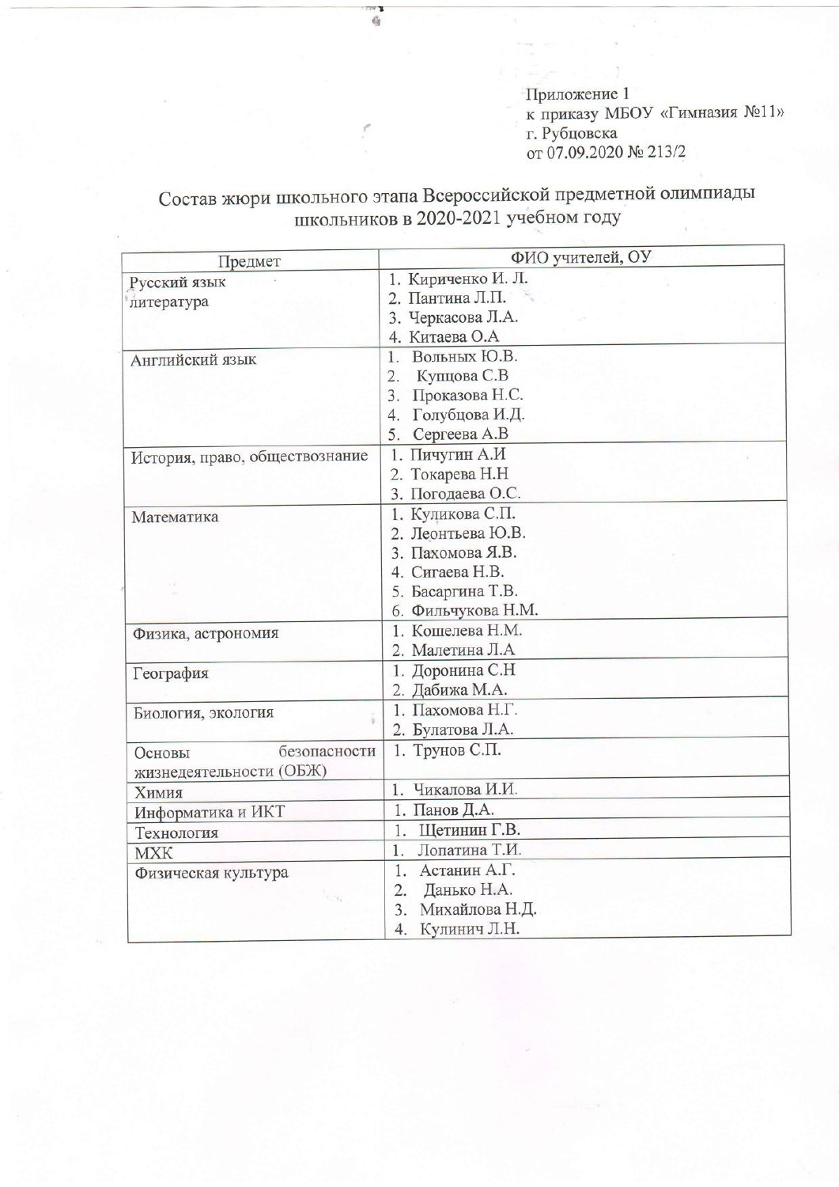Приложение 1
к приказу МБОУ «Гимназия №11»
г. Рубцовска
от 07.09.2020 № 213/2

## Состав жюри школьного этапа Всероссийской предметной олимпиады школьников в 2020-2021 учебном году

| Предмет | ФИО учителей, ОУ |
|---|---|
| Русский язык<br>литература | 1. Кириченко И. Л.<br>2. Пантина Л.П.<br>3. Черкасова Л.А.<br>4. Китаева О.А |
| Английский язык | 1. Вольных Ю.В.<br>2. Купцова С.В<br>3. Проказова Н.С.<br>4. Голубцова И.Д.<br>5. Сергеева А.В |
| История, право, обществознание | 1. Пичугин А.И<br>2. Токарева Н.Н<br>3. Погодаева О.С. |
| Математика | 1. Куликова С.П.<br>2. Леонтьева Ю.В.<br>3. Пахомова Я.В.<br>4. Сигаева Н.В.<br>5. Басаргина Т.В.<br>6. Фильчукова Н.М. |
| Физика, астрономия | 1. Кошелева Н.М.<br>2. Малетина Л.А |
| География | 1. Доронина С.Н<br>2. Дабижа М.А. |
| Биология, экология | 1. Пахомова Н.Г.<br>2. Булатова Л.А. |
| Основы безопасности жизнедеятельности (ОБЖ) | 1. Трунов С.П. |
| Химия | 1. Чикалова И.И. |
| Информатика и ИКТ | 1. Панов Д.А. |
| Технология | 1. Щетинин Г.В. |
| МХК | 1. Лопатина Т.И. |
| Физическая культура | 1. Астанин А.Г.<br>2. Данько Н.А.<br>3. Михайлова Н.Д.<br>4. Кулинич Л.Н. |